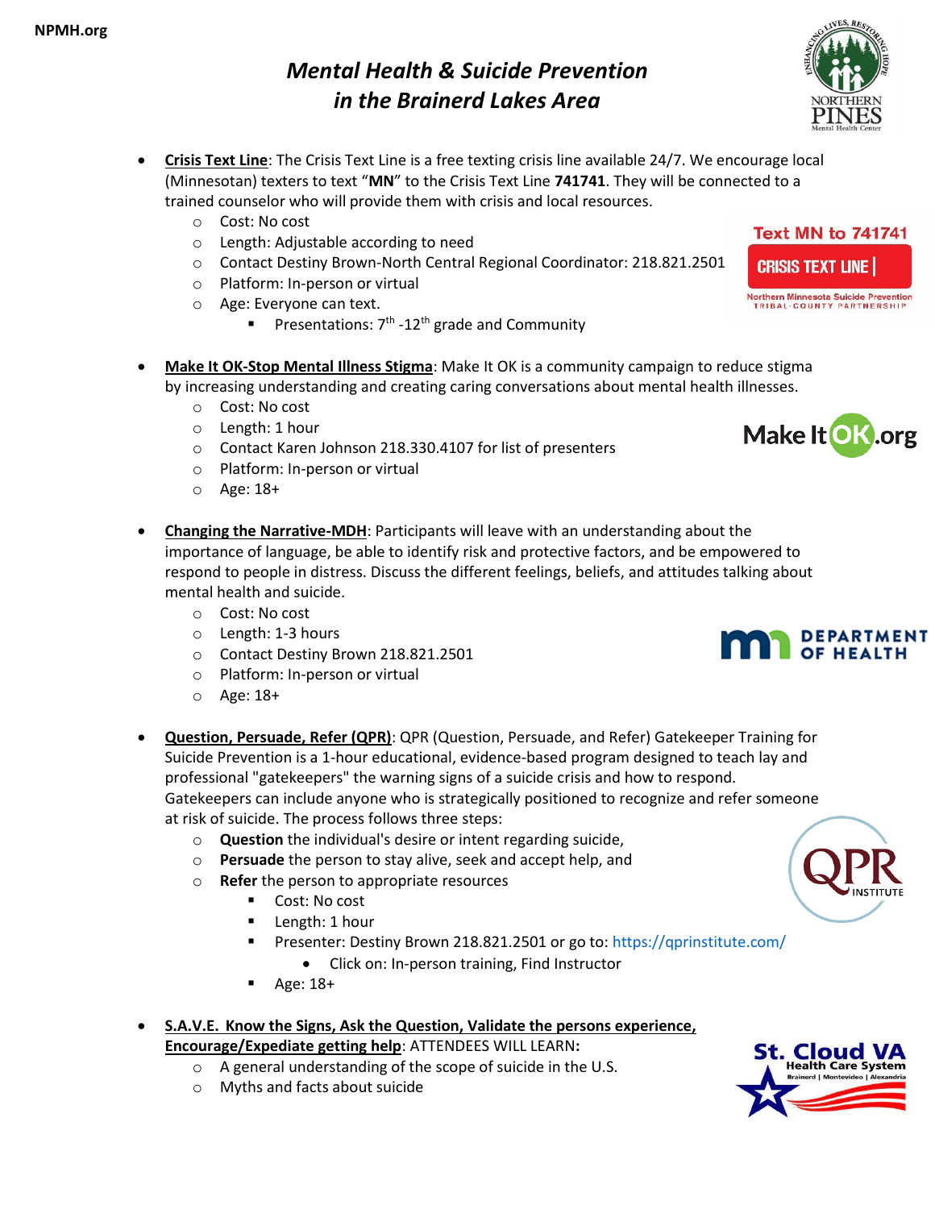NPMH.org

# *Mental Health & Suicide Prevention in the Brainerd Lakes Area*

- **Crisis Text Line**: The Crisis Text Line is a free texting crisis line available 24/7. We encourage local (Minnesotan) texters to text "**MN**" to the Crisis Text Line **741741**. They will be connected to a trained counselor who will provide them with crisis and local resources.
  - Cost: No cost
  - Length: Adjustable according to need
  - Contact Destiny Brown-North Central Regional Coordinator: 218.821.2501
  - Platform: In-person or virtual
  - Age: Everyone can text.
    - Presentations: 7th -12th grade and Community

Text MN to 741741

CRISIS TEXT LINE

Northern Minnesota Suicide Prevention TRIBAL-COUNTY PARTNERSHIP

- **Make It OK-Stop Mental Illness Stigma**: Make It OK is a community campaign to reduce stigma by increasing understanding and creating caring conversations about mental health illnesses.
  - Cost: No cost
  - Length: 1 hour
  - Contact Karen Johnson 218.330.4107 for list of presenters
  - Platform: In-person or virtual
  - Age: 18+

- **Changing the Narrative-MDH**: Participants will leave with an understanding about the importance of language, be able to identify risk and protective factors, and be empowered to respond to people in distress. Discuss the different feelings, beliefs, and attitudes talking about mental health and suicide.
  - Cost: No cost
  - Length: 1-3 hours
  - Contact Destiny Brown 218.821.2501
  - Platform: In-person or virtual
  - Age: 18+

- **Question, Persuade, Refer (QPR)**: QPR (Question, Persuade, and Refer) Gatekeeper Training for Suicide Prevention is a 1-hour educational, evidence-based program designed to teach lay and professional "gatekeepers" the warning signs of a suicide crisis and how to respond. Gatekeepers can include anyone who is strategically positioned to recognize and refer someone at risk of suicide. The process follows three steps:
  - **Question** the individual's desire or intent regarding suicide,
  - **Persuade** the person to stay alive, seek and accept help, and
  - **Refer** the person to appropriate resources
    - Cost: No cost
    - Length: 1 hour
    - Presenter: Destiny Brown 218.821.2501 or go to: https://qprinstitute.com/
      - Click on: In-person training, Find Instructor
    - Age: 18+

- **S.A.V.E. Know the Signs, Ask the Question, Validate the persons experience, Encourage/Expedite getting help**: ATTENDEES WILL LEARN**:**
  - A general understanding of the scope of suicide in the U.S.
  - Myths and facts about suicide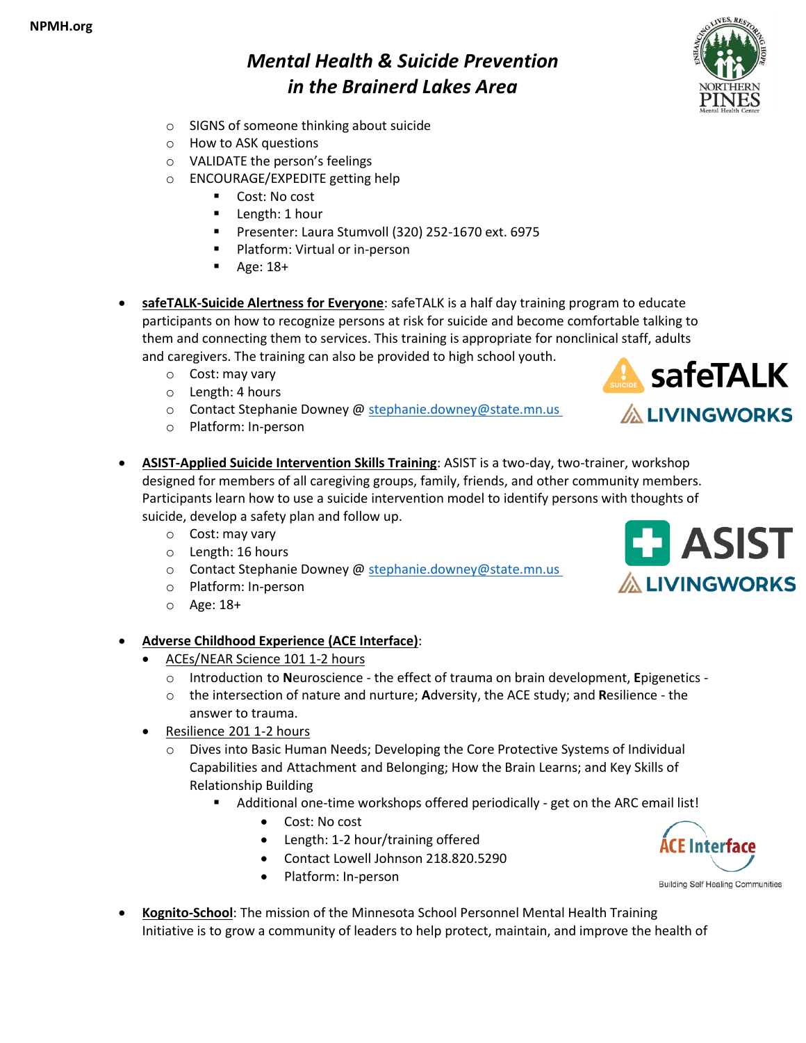# *Mental Health & Suicide Prevention in the Brainerd Lakes Area*

- SIGNS of someone thinking about suicide
- How to ASK questions
- VALIDATE the person's feelings
- ENCOURAGE/EXPEDITE getting help
  - Cost: No cost
  - Length: 1 hour
  - Presenter: Laura Stumvoll (320) 252-1670 ext. 6975
  - Platform: Virtual or in-person
  - Age: 18+

- **safeTALK-Suicide Alertness for Everyone**: safeTALK is a half day training program to educate participants on how to recognize persons at risk for suicide and become comfortable talking to them and connecting them to services. This training is appropriate for nonclinical staff, adults and caregivers. The training can also be provided to high school youth.
  - Cost: may vary
  - Length: 4 hours
  - Contact Stephanie Downey @ stephanie.downey@state.mn.us
  - Platform: In-person

- **ASIST-Applied Suicide Intervention Skills Training**: ASIST is a two-day, two-trainer, workshop designed for members of all caregiving groups, family, friends, and other community members. Participants learn how to use a suicide intervention model to identify persons with thoughts of suicide, develop a safety plan and follow up.
  - Cost: may vary
  - Length: 16 hours
  - Contact Stephanie Downey @ stephanie.downey@state.mn.us
  - Platform: In-person
  - Age: 18+

- **Adverse Childhood Experience (ACE Interface)**:
  - ACEs/NEAR Science 101 1-2 hours
    - Introduction to **N**euroscience - the effect of trauma on brain development, **E**pigenetics -
    - the intersection of nature and nurture; **A**dversity, the ACE study; and **R**esilience - the answer to trauma.
  - Resilience 201 1-2 hours
    - Dives into Basic Human Needs; Developing the Core Protective Systems of Individual Capabilities and Attachment and Belonging; How the Brain Learns; and Key Skills of Relationship Building
      - Additional one-time workshops offered periodically - get on the ARC email list!
        - Cost: No cost
        - Length: 1-2 hour/training offered
        - Contact Lowell Johnson 218.820.5290
        - Platform: In-person

- **Kognito-School**: The mission of the Minnesota School Personnel Mental Health Training Initiative is to grow a community of leaders to help protect, maintain, and improve the health of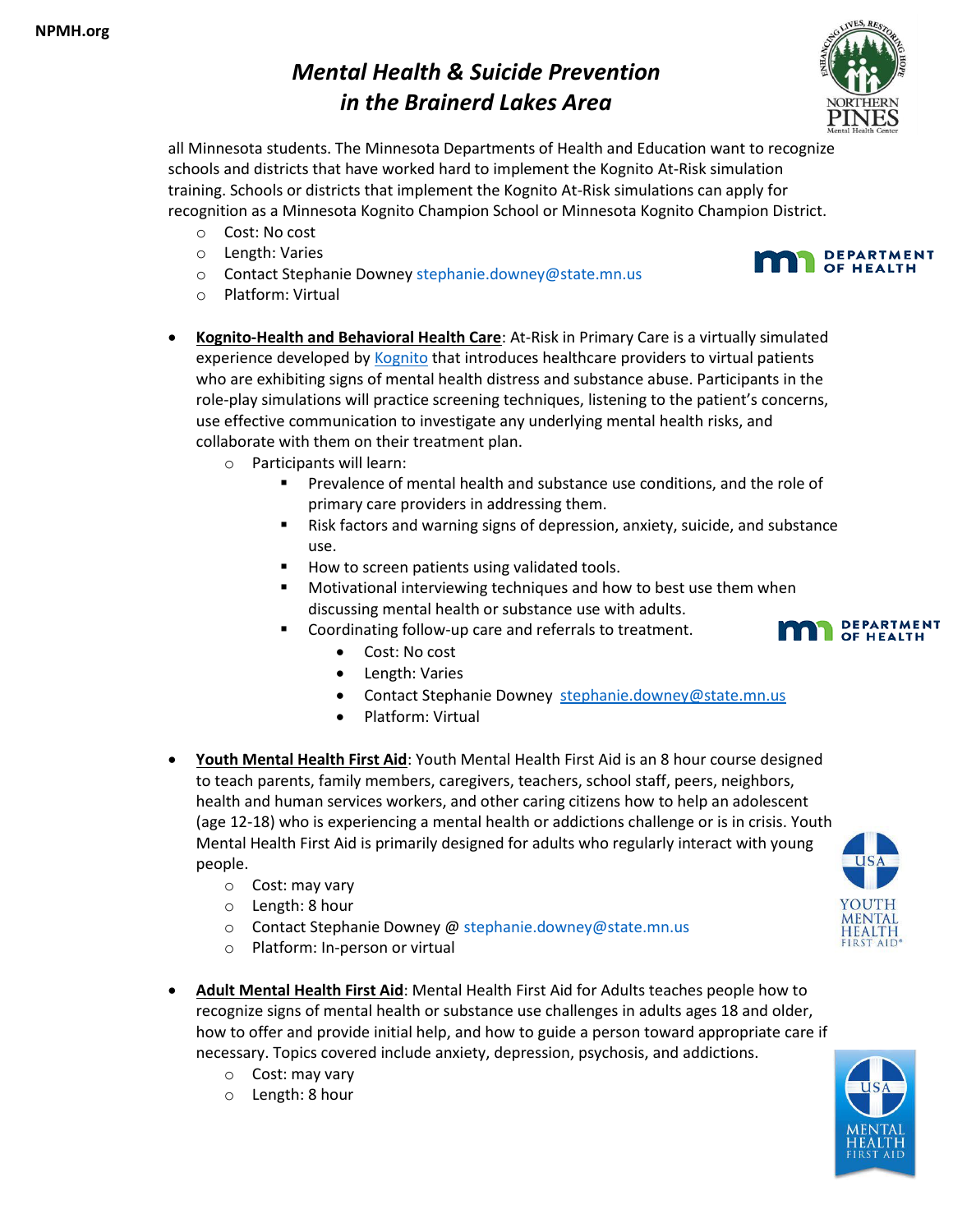all Minnesota students. The Minnesota Departments of Health and Education want to recognize schools and districts that have worked hard to implement the Kognito At-Risk simulation training. Schools or districts that implement the Kognito At-Risk simulations can apply for recognition as a Minnesota Kognito Champion School or Minnesota Kognito Champion District.

- Cost: No cost
- Length: Varies
- Contact Stephanie Downey stephanie.downey@state.mn.us
- Platform: Virtual

- **Kognito-Health and Behavioral Health Care**: At-Risk in Primary Care is a virtually simulated experience developed by Kognito that introduces healthcare providers to virtual patients who are exhibiting signs of mental health distress and substance abuse. Participants in the role-play simulations will practice screening techniques, listening to the patient's concerns, use effective communication to investigate any underlying mental health risks, and collaborate with them on their treatment plan.
  - Participants will learn:
    - Prevalence of mental health and substance use conditions, and the role of primary care providers in addressing them.
    - Risk factors and warning signs of depression, anxiety, suicide, and substance use.
    - How to screen patients using validated tools.
    - Motivational interviewing techniques and how to best use them when discussing mental health or substance use with adults.
    - Coordinating follow-up care and referrals to treatment.
      - Cost: No cost
      - Length: Varies
      - Contact Stephanie Downey stephanie.downey@state.mn.us
      - Platform: Virtual

- **Youth Mental Health First Aid**: Youth Mental Health First Aid is an 8 hour course designed to teach parents, family members, caregivers, teachers, school staff, peers, neighbors, health and human services workers, and other caring citizens how to help an adolescent (age 12-18) who is experiencing a mental health or addictions challenge or is in crisis. Youth Mental Health First Aid is primarily designed for adults who regularly interact with young people.
  - Cost: may vary
  - Length: 8 hour
  - Contact Stephanie Downey @ stephanie.downey@state.mn.us
  - Platform: In-person or virtual

- **Adult Mental Health First Aid**: Mental Health First Aid for Adults teaches people how to recognize signs of mental health or substance use challenges in adults ages 18 and older, how to offer and provide initial help, and how to guide a person toward appropriate care if necessary. Topics covered include anxiety, depression, psychosis, and addictions.
  - Cost: may vary
  - Length: 8 hour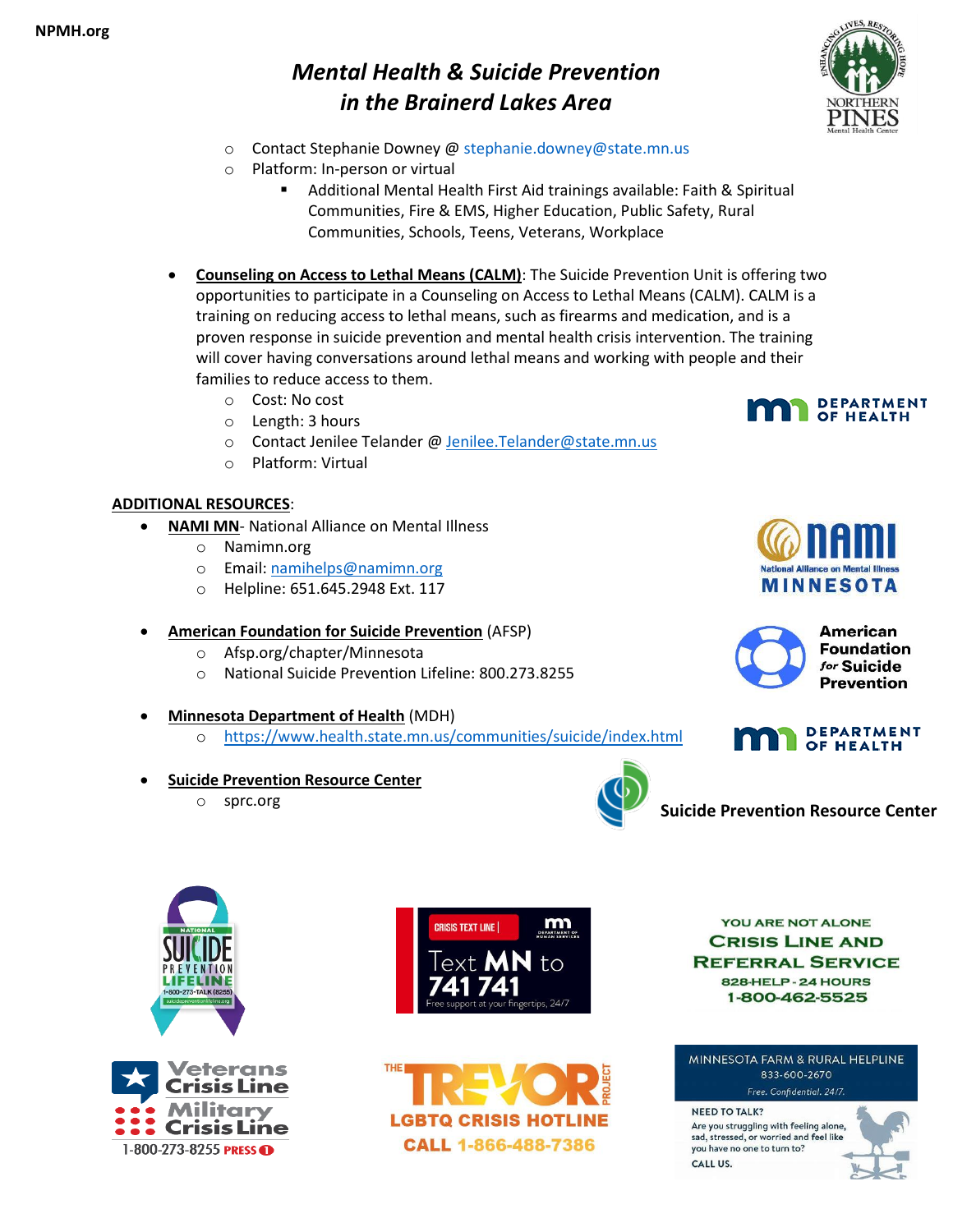# *Mental Health & Suicide Prevention in the Brainerd Lakes Area*

- Contact Stephanie Downey @ stephanie.downey@state.mn.us
- Platform: In-person or virtual
  - Additional Mental Health First Aid trainings available: Faith & Spiritual Communities, Fire & EMS, Higher Education, Public Safety, Rural Communities, Schools, Teens, Veterans, Workplace

- **Counseling on Access to Lethal Means (CALM)**: The Suicide Prevention Unit is offering two opportunities to participate in a Counseling on Access to Lethal Means (CALM). CALM is a training on reducing access to lethal means, such as firearms and medication, and is a proven response in suicide prevention and mental health crisis intervention. The training will cover having conversations around lethal means and working with people and their families to reduce access to them.
  - Cost: No cost
  - Length: 3 hours
  - Contact Jenilee Telander @ Jenilee.Telander@state.mn.us
  - Platform: Virtual

**ADDITIONAL RESOURCES**:

- **NAMI MN**- National Alliance on Mental Illness
  - Namimn.org
  - Email: namihelps@namimn.org
  - Helpline: 651.645.2948 Ext. 117

- **American Foundation for Suicide Prevention** (AFSP)
  - Afsp.org/chapter/Minnesota
  - National Suicide Prevention Lifeline: 800.273.8255

- **Minnesota Department of Health** (MDH)
  - https://www.health.state.mn.us/communities/suicide/index.html

- **Suicide Prevention Resource Center**
  - sprc.org

NATIONAL SUICIDE PREVENTION LIFELINE
1-800-273-TALK (8255)
suicidepreventionlifeline.org

CRISIS TEXT LINE | Text MN to 741 741
Free support at your fingertips, 24/7

YOU ARE NOT ALONE
CRISIS LINE AND REFERRAL SERVICE
828-HELP - 24 HOURS
1-800-462-5525

Veterans Crisis Line
Military Crisis Line
1-800-273-8255 PRESS 1

THE TREVOR PROJECT
LGBTQ CRISIS HOTLINE
CALL 1-866-488-7386

MINNESOTA FARM & RURAL HELPLINE
833-600-2670
Free. Confidential. 24/7.
NEED TO TALK?
Are you struggling with feeling alone, sad, stressed, or worried and feel like you have no one to turn to?
CALL US.